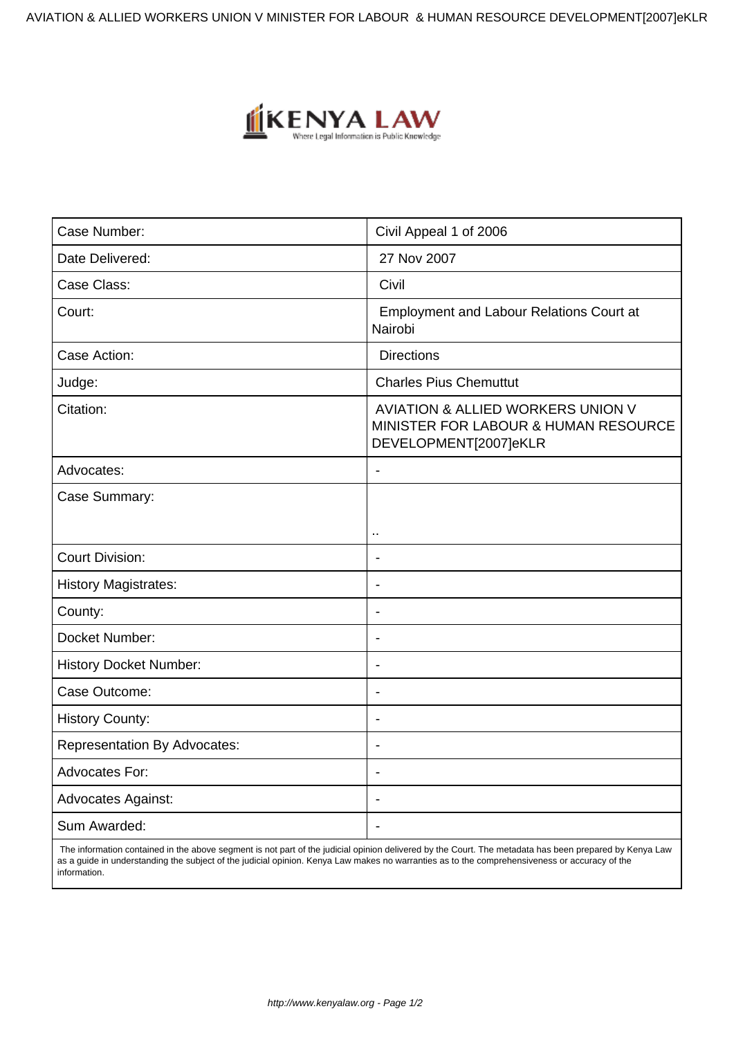| Case Number: | Civil Appeal 1 of 2006 |
|---|---|
| Date Delivered: | 27 Nov 2007 |
| Case Class: | Civil |
| Court: | Employment and Labour Relations Court at Nairobi |
| Case Action: | Directions |
| Judge: | Charles Pius Chemuttut |
| Citation: | AVIATION & ALLIED WORKERS UNION V MINISTER FOR LABOUR & HUMAN RESOURCE DEVELOPMENT[2007]eKLR |
| Advocates: | - |
| Case Summary: | .. |
| Court Division: | - |
| History Magistrates: | - |
| County: | - |
| Docket Number: | - |
| History Docket Number: | - |
| Case Outcome: | - |
| History County: | - |
| Representation By Advocates: | - |
| Advocates For: | - |
| Advocates Against: | - |
| Sum Awarded: | - |

The information contained in the above segment is not part of the judicial opinion delivered by the Court. The metadata has been prepared by Kenya Law as a guide in understanding the subject of the judicial opinion. Kenya Law makes no warranties as to the comprehensiveness or accuracy of the information.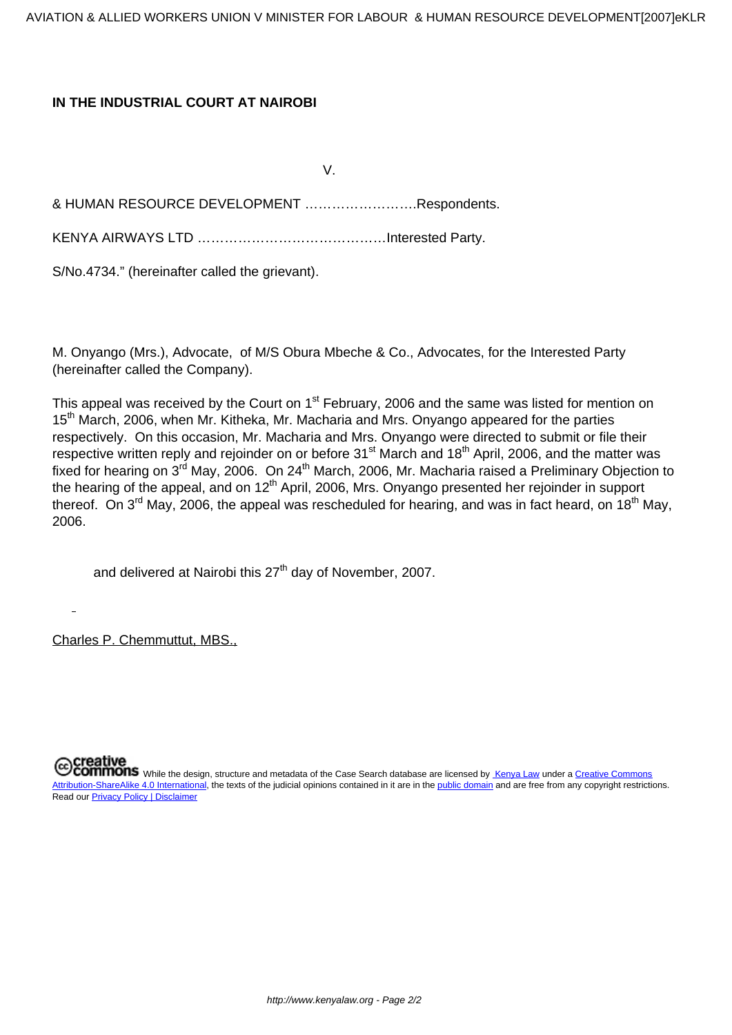**IN THE INDUSTRIAL COURT AT NAIROBI**

V.

& HUMAN RESOURCE DEVELOPMENT …………………….Respondents.

KENYA AIRWAYS LTD ……………………………………Interested Party.

S/No.4734." (hereinafter called the grievant).

M. Onyango (Mrs.), Advocate, of M/S Obura Mbeche & Co., Advocates, for the Interested Party (hereinafter called the Company).

This appeal was received by the Court on 1st February, 2006 and the same was listed for mention on 15th March, 2006, when Mr. Kitheka, Mr. Macharia and Mrs. Onyango appeared for the parties respectively. On this occasion, Mr. Macharia and Mrs. Onyango were directed to submit or file their respective written reply and rejoinder on or before 31st March and 18th April, 2006, and the matter was fixed for hearing on 3rd May, 2006. On 24th March, 2006, Mr. Macharia raised a Preliminary Objection to the hearing of the appeal, and on 12th April, 2006, Mrs. Onyango presented her rejoinder in support thereof. On 3rd May, 2006, the appeal was rescheduled for hearing, and was in fact heard, on 18th May, 2006.

and delivered at Nairobi this 27th day of November, 2007.

Charles P. Chemmuttut, MBS.,

While the design, structure and metadata of the Case Search database are licensed by Kenya Law under a Creative Commons Attribution-ShareAlike 4.0 International, the texts of the judicial opinions contained in it are in the public domain and are free from any copyright restrictions. Read our Privacy Policy | Disclaimer